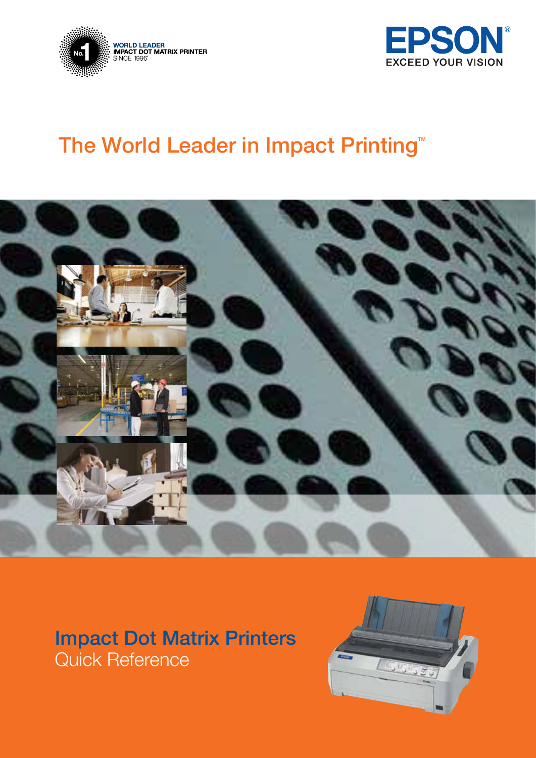No.1 WORLD LEADER IMPACT DOT MATRIX PRINTER SINCE 1996*

EPSON® EXCEED YOUR VISION

# The World Leader in Impact Printing™

## Impact Dot Matrix Printers
Quick Reference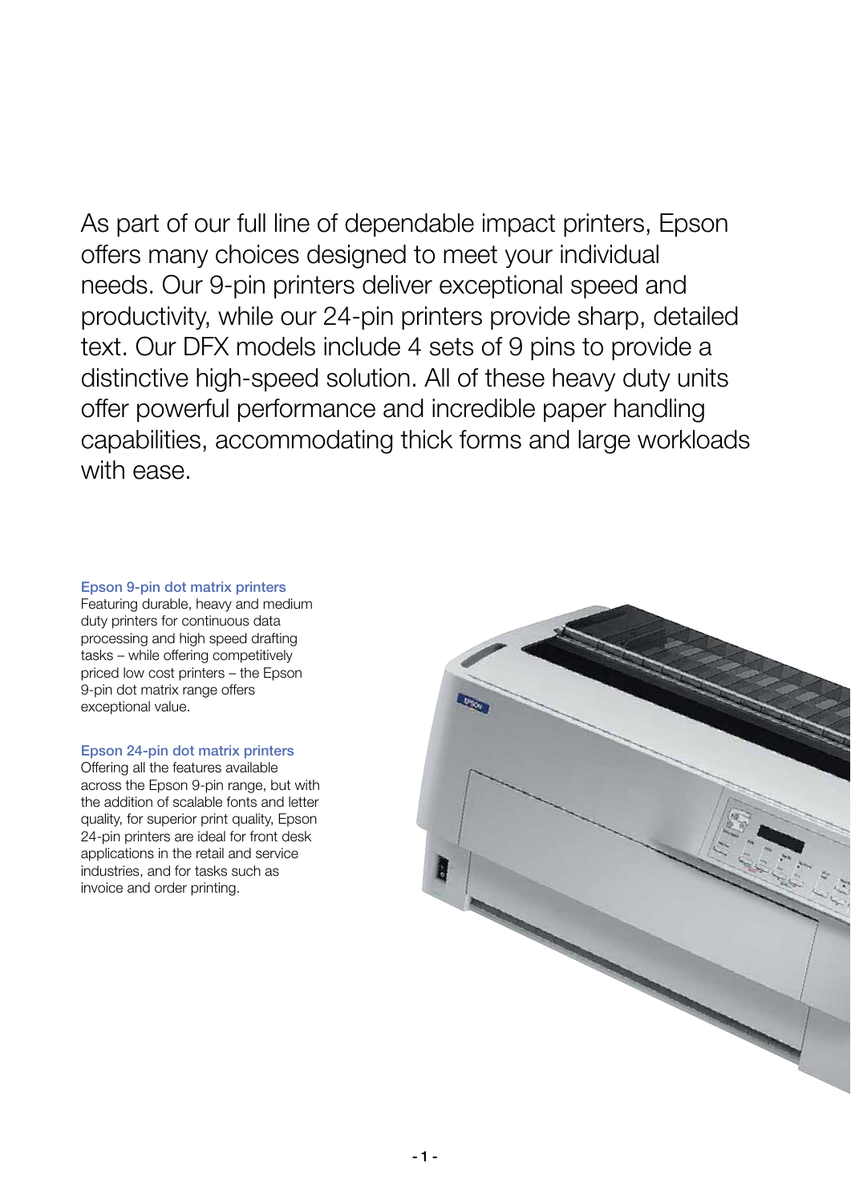As part of our full line of dependable impact printers, Epson offers many choices designed to meet your individual needs. Our 9-pin printers deliver exceptional speed and productivity, while our 24-pin printers provide sharp, detailed text. Our DFX models include 4 sets of 9 pins to provide a distinctive high-speed solution. All of these heavy duty units offer powerful performance and incredible paper handling capabilities, accommodating thick forms and large workloads with ease.

### Epson 9-pin dot matrix printers

Featuring durable, heavy and medium duty printers for continuous data processing and high speed drafting tasks – while offering competitively priced low cost printers – the Epson 9-pin dot matrix range offers exceptional value.

### Epson 24-pin dot matrix printers

Offering all the features available across the Epson 9-pin range, but with the addition of scalable fonts and letter quality, for superior print quality, Epson 24-pin printers are ideal for front desk applications in the retail and service industries, and for tasks such as invoice and order printing.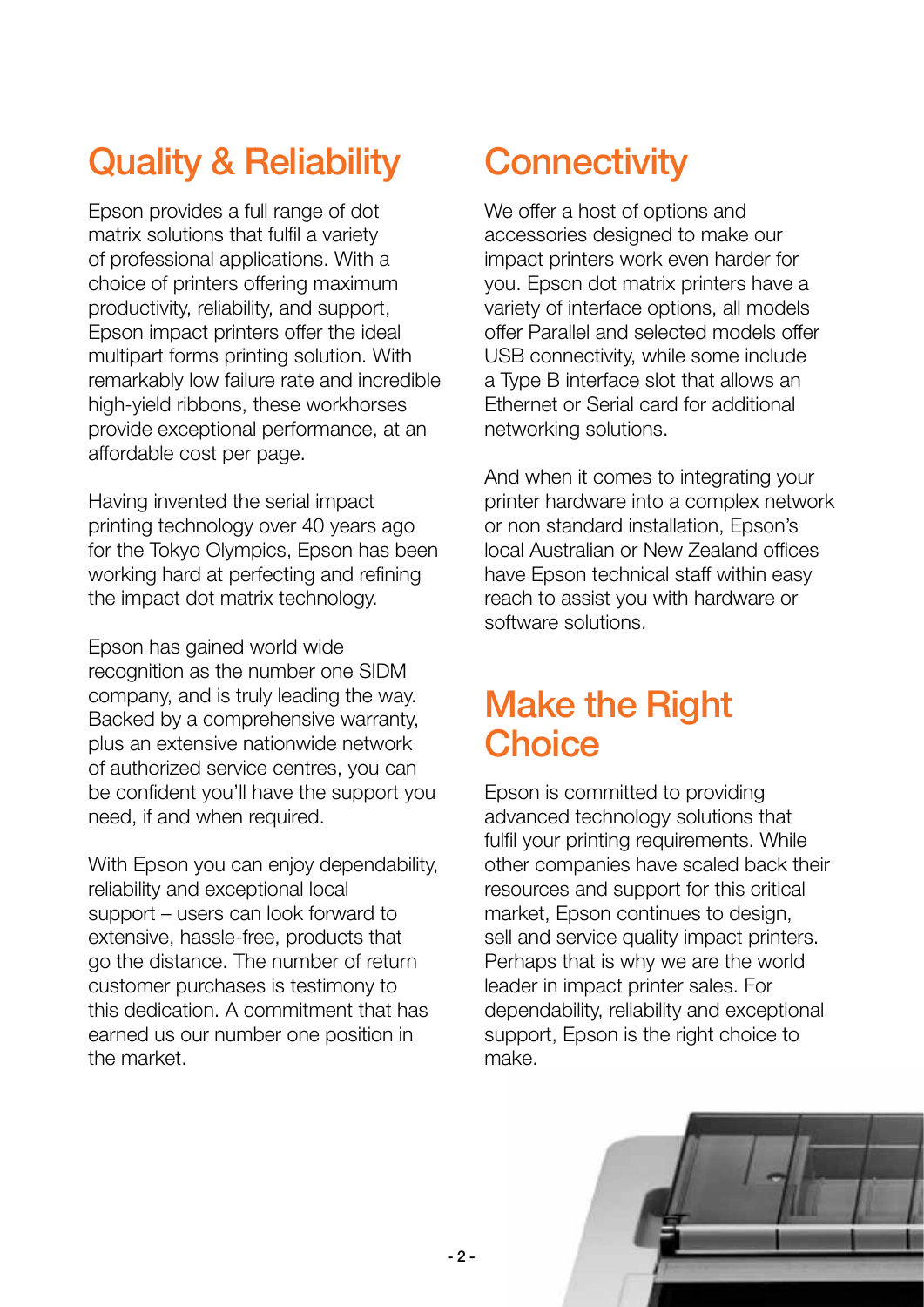## Quality & Reliability

Epson provides a full range of dot matrix solutions that fulfil a variety of professional applications. With a choice of printers offering maximum productivity, reliability, and support, Epson impact printers offer the ideal multipart forms printing solution. With remarkably low failure rate and incredible high-yield ribbons, these workhorses provide exceptional performance, at an affordable cost per page.

Having invented the serial impact printing technology over 40 years ago for the Tokyo Olympics, Epson has been working hard at perfecting and refining the impact dot matrix technology.

Epson has gained world wide recognition as the number one SIDM company, and is truly leading the way. Backed by a comprehensive warranty, plus an extensive nationwide network of authorized service centres, you can be confident you'll have the support you need, if and when required.

With Epson you can enjoy dependability, reliability and exceptional local support – users can look forward to extensive, hassle-free, products that go the distance. The number of return customer purchases is testimony to this dedication. A commitment that has earned us our number one position in the market.

## Connectivity

We offer a host of options and accessories designed to make our impact printers work even harder for you. Epson dot matrix printers have a variety of interface options, all models offer Parallel and selected models offer USB connectivity, while some include a Type B interface slot that allows an Ethernet or Serial card for additional networking solutions.

And when it comes to integrating your printer hardware into a complex network or non standard installation, Epson's local Australian or New Zealand offices have Epson technical staff within easy reach to assist you with hardware or software solutions.

## Make the Right Choice

Epson is committed to providing advanced technology solutions that fulfil your printing requirements. While other companies have scaled back their resources and support for this critical market, Epson continues to design, sell and service quality impact printers. Perhaps that is why we are the world leader in impact printer sales. For dependability, reliability and exceptional support, Epson is the right choice to make.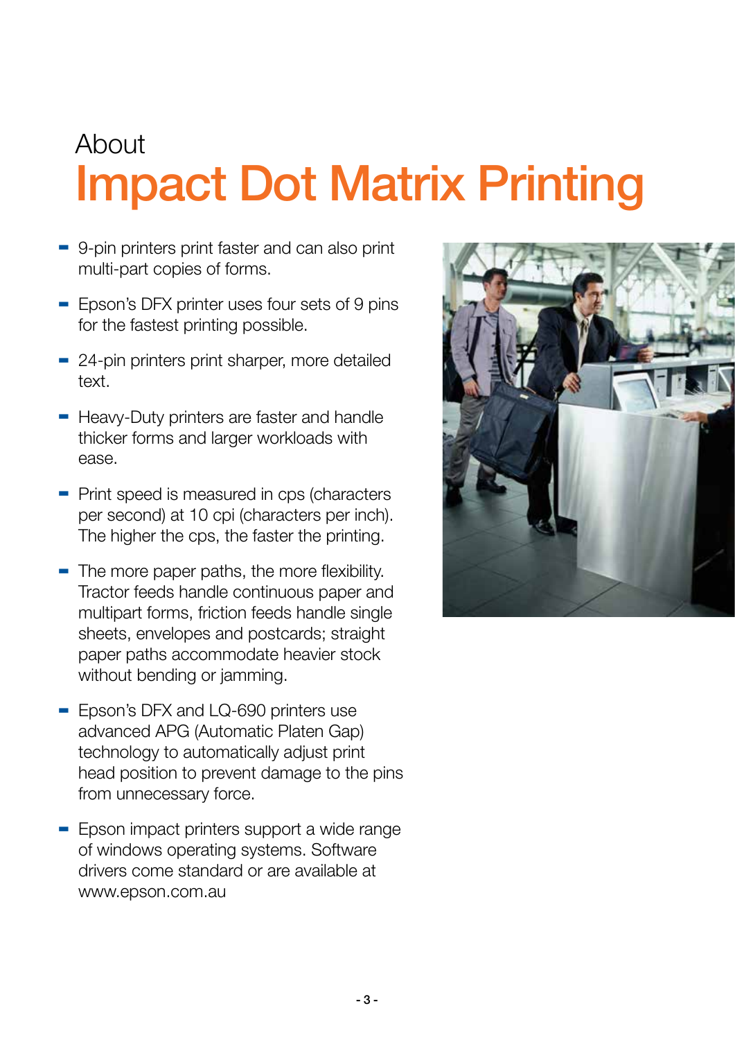# About
# Impact Dot Matrix Printing

- 9-pin printers print faster and can also print multi-part copies of forms.
- Epson's DFX printer uses four sets of 9 pins for the fastest printing possible.
- 24-pin printers print sharper, more detailed text.
- Heavy-Duty printers are faster and handle thicker forms and larger workloads with ease.
- Print speed is measured in cps (characters per second) at 10 cpi (characters per inch). The higher the cps, the faster the printing.
- The more paper paths, the more flexibility. Tractor feeds handle continuous paper and multipart forms, friction feeds handle single sheets, envelopes and postcards; straight paper paths accommodate heavier stock without bending or jamming.
- Epson's DFX and LQ-690 printers use advanced APG (Automatic Platen Gap) technology to automatically adjust print head position to prevent damage to the pins from unnecessary force.
- Epson impact printers support a wide range of windows operating systems. Software drivers come standard or are available at www.epson.com.au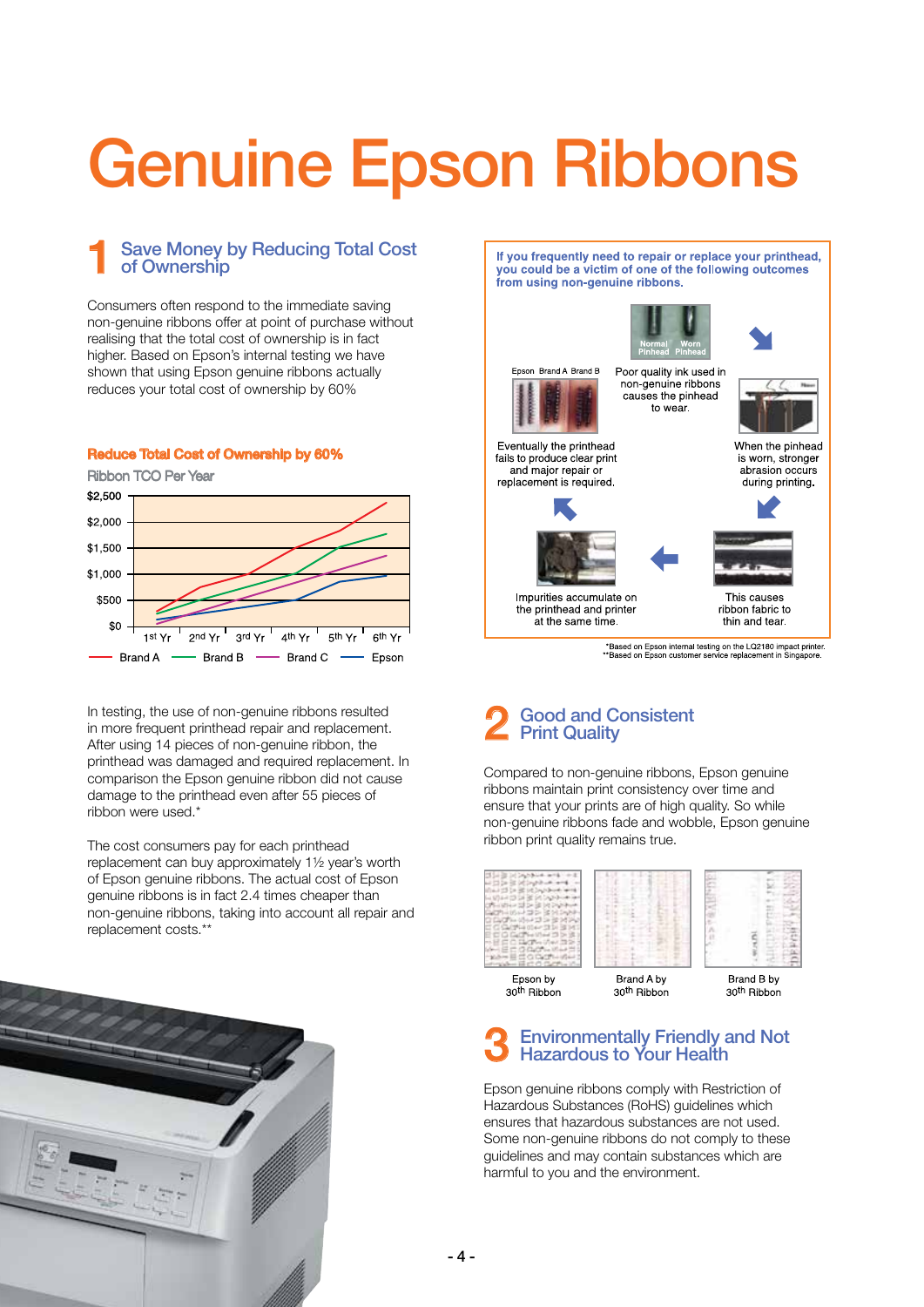# Genuine Epson Ribbons

## 1 Save Money by Reducing Total Cost of Ownership

Consumers often respond to the immediate saving non-genuine ribbons offer at point of purchase without realising that the total cost of ownership is in fact higher. Based on Epson's internal testing we have shown that using Epson genuine ribbons actually reduces your total cost of ownership by 60%

**Reduce Total Cost of Ownership by 60%**

Ribbon TCO Per Year

In testing, the use of non-genuine ribbons resulted in more frequent printhead repair and replacement. After using 14 pieces of non-genuine ribbon, the printhead was damaged and required replacement. In comparison the Epson genuine ribbon did not cause damage to the printhead even after 55 pieces of ribbon were used.*

The cost consumers pay for each printhead replacement can buy approximately 1½ year's worth of Epson genuine ribbons. The actual cost of Epson genuine ribbons is in fact 2.4 times cheaper than non-genuine ribbons, taking into account all repair and replacement costs.**

**If you frequently need to repair or replace your printhead, you could be a victim of one of the following outcomes from using non-genuine ribbons.**

Poor quality ink used in non-genuine ribbons causes the pinhead to wear.

When the pinhead is worn, stronger abrasion occurs during printing.

This causes ribbon fabric to thin and tear.

Impurities accumulate on the printhead and printer at the same time.

Eventually the printhead fails to produce clear print and major repair or replacement is required.

*Based on Epson internal testing on the LQ2180 impact printer.
**Based on Epson customer service replacement in Singapore.

## 2 Good and Consistent Print Quality

Compared to non-genuine ribbons, Epson genuine ribbons maintain print consistency over time and ensure that your prints are of high quality. So while non-genuine ribbons fade and wobble, Epson genuine ribbon print quality remains true.

Epson by 30th Ribbon | Brand A by 30th Ribbon | Brand B by 30th Ribbon

## 3 Environmentally Friendly and Not Hazardous to Your Health

Epson genuine ribbons comply with Restriction of Hazardous Substances (RoHS) guidelines which ensures that hazardous substances are not used. Some non-genuine ribbons do not comply to these guidelines and may contain substances which are harmful to you and the environment.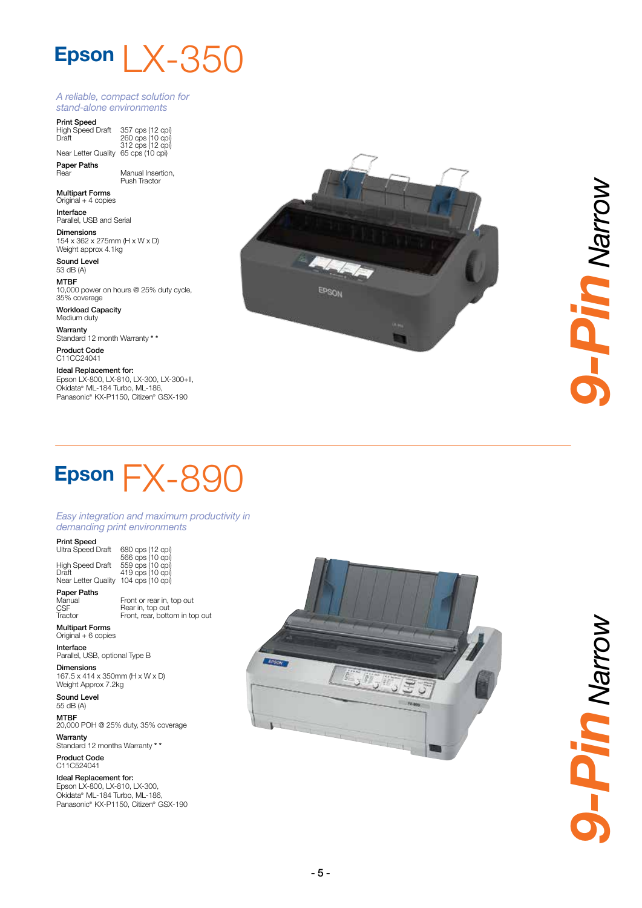# Epson LX-350

*A reliable, compact solution for stand-alone environments*

**Print Speed**

| | |
|---|---|
| High Speed Draft | 357 cps (12 cpi) |
| Draft | 260 cps (10 cpi) |
| | 312 cps (12 cpi) |
| Near Letter Quality | 65 cps (10 cpi) |

**Paper Paths**

| | |
|---|---|
| Rear | Manual Insertion, Push Tractor |

**Multipart Forms**
Original + 4 copies

**Interface**
Parallel, USB and Serial

**Dimensions**
154 x 362 x 275mm (H x W x D)
Weight approx 4.1kg

**Sound Level**
53 dB (A)

**MTBF**
10,000 power on hours @ 25% duty cycle, 35% coverage

**Workload Capacity**
Medium duty

**Warranty**
Standard 12 month Warranty * *

**Product Code**
C11CC24041

**Ideal Replacement for:**
Epson LX-800, LX-810, LX-300, LX-300+II, Okidata® ML-184 Turbo, ML-186, Panasonic® KX-P1150, Citizen® GSX-190

9-Pin Narrow

---

# Epson FX-890

*Easy integration and maximum productivity in demanding print environments*

**Print Speed**

| | |
|---|---|
| Ultra Speed Draft | 680 cps (12 cpi) |
| | 566 cps (10 cpi) |
| High Speed Draft | 559 cps (10 cpi) |
| Draft | 419 cps (10 cpi) |
| Near Letter Quality | 104 cps (10 cpi) |

**Paper Paths**

| | |
|---|---|
| Manual | Front or rear in, top out |
| CSF | Rear in, top out |
| Tractor | Front, rear, bottom in top out |

**Multipart Forms**
Original + 6 copies

**Interface**
Parallel, USB, optional Type B

**Dimensions**
167.5 x 414 x 350mm (H x W x D)
Weight Approx 7.2kg

**Sound Level**
55 dB (A)

**MTBF**
20,000 POH @ 25% duty, 35% coverage

**Warranty**
Standard 12 months Warranty * *

**Product Code**
C11C524041

**Ideal Replacement for:**
Epson LX-800, LX-810, LX-300, Okidata® ML-184 Turbo, ML-186, Panasonic® KX-P1150, Citizen® GSX-190

9-Pin Narrow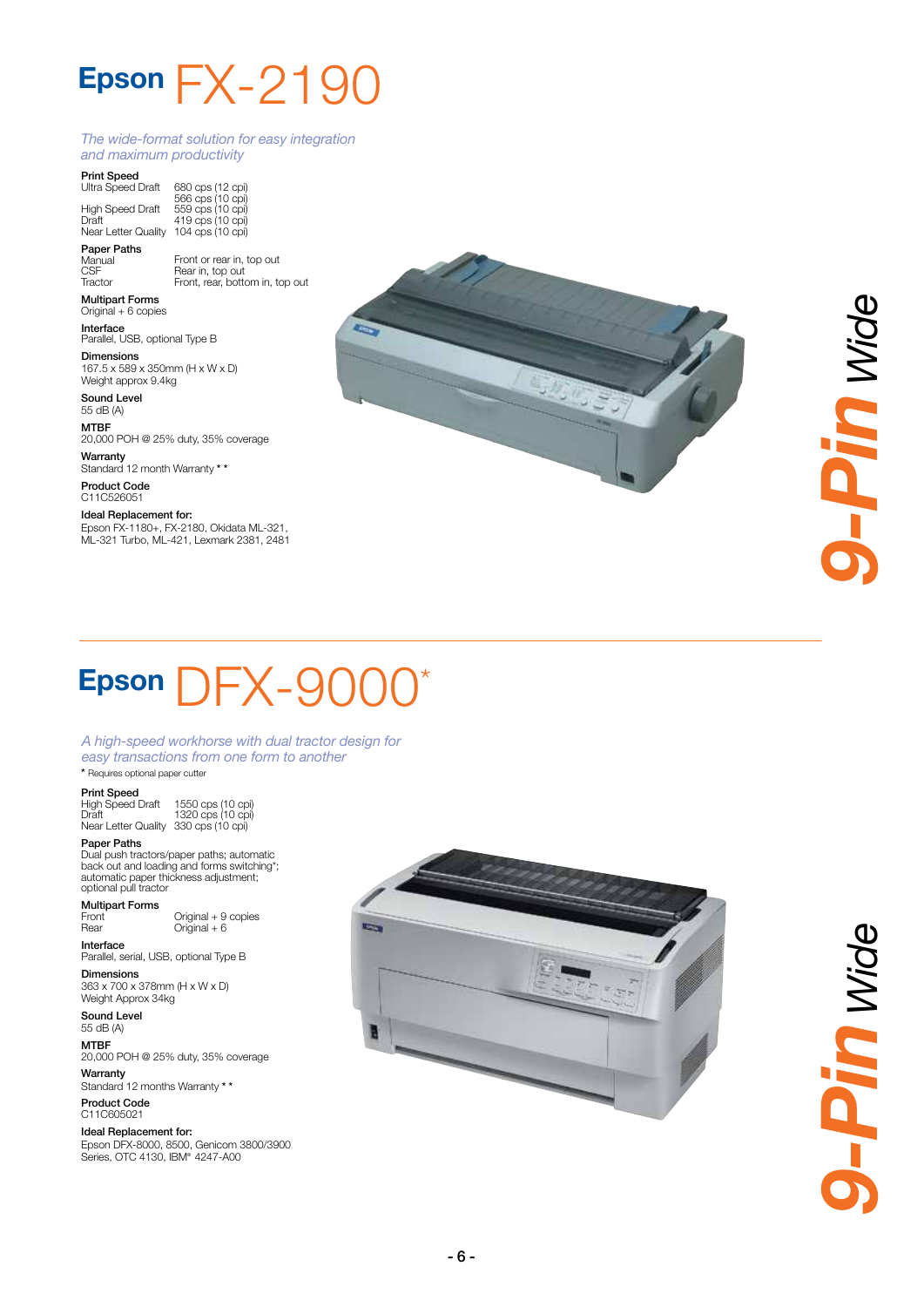# Epson FX-2190

*The wide-format solution for easy integration and maximum productivity*

**Print Speed**

| | |
|---|---|
| Ultra Speed Draft | 680 cps (12 cpi) |
| | 566 cps (10 cpi) |
| High Speed Draft | 559 cps (10 cpi) |
| Draft | 419 cps (10 cpi) |
| Near Letter Quality | 104 cps (10 cpi) |

**Paper Paths**

| | |
|---|---|
| Manual | Front or rear in, top out |
| CSF | Rear in, top out |
| Tractor | Front, rear, bottom in, top out |

**Multipart Forms**
Original + 6 copies

**Interface**
Parallel, USB, optional Type B

**Dimensions**
167.5 x 589 x 350mm (H x W x D)
Weight approx 9.4kg

**Sound Level**
55 dB (A)

**MTBF**
20,000 POH @ 25% duty, 35% coverage

**Warranty**
Standard 12 month Warranty * *

**Product Code**
C11C526051

**Ideal Replacement for:**
Epson FX-1180+, FX-2180, Okidata ML-321, ML-321 Turbo, ML-421, Lexmark 2381, 2481

**9-Pin** Wide

---

# Epson DFX-9000*

*A high-speed workhorse with dual tractor design for easy transactions from one form to another*

* Requires optional paper cutter

**Print Speed**

| | |
|---|---|
| High Speed Draft | 1550 cps (10 cpi) |
| Draft | 1320 cps (10 cpi) |
| Near Letter Quality | 330 cps (10 cpi) |

**Paper Paths**
Dual push tractors/paper paths; automatic back out and loading and forms switching*; automatic paper thickness adjustment; optional pull tractor

**Multipart Forms**

| | |
|---|---|
| Front | Original + 9 copies |
| Rear | Original + 6 |

**Interface**
Parallel, serial, USB, optional Type B

**Dimensions**
363 x 700 x 378mm (H x W x D)
Weight Approx 34kg

**Sound Level**
55 dB (A)

**MTBF**
20,000 POH @ 25% duty, 35% coverage

**Warranty**
Standard 12 months Warranty * *

**Product Code**
C11C605021

**Ideal Replacement for:**
Epson DFX-8000, 8500, Genicom 3800/3900 Series, OTC 4130, IBM® 4247-A00

**9-Pin** Wide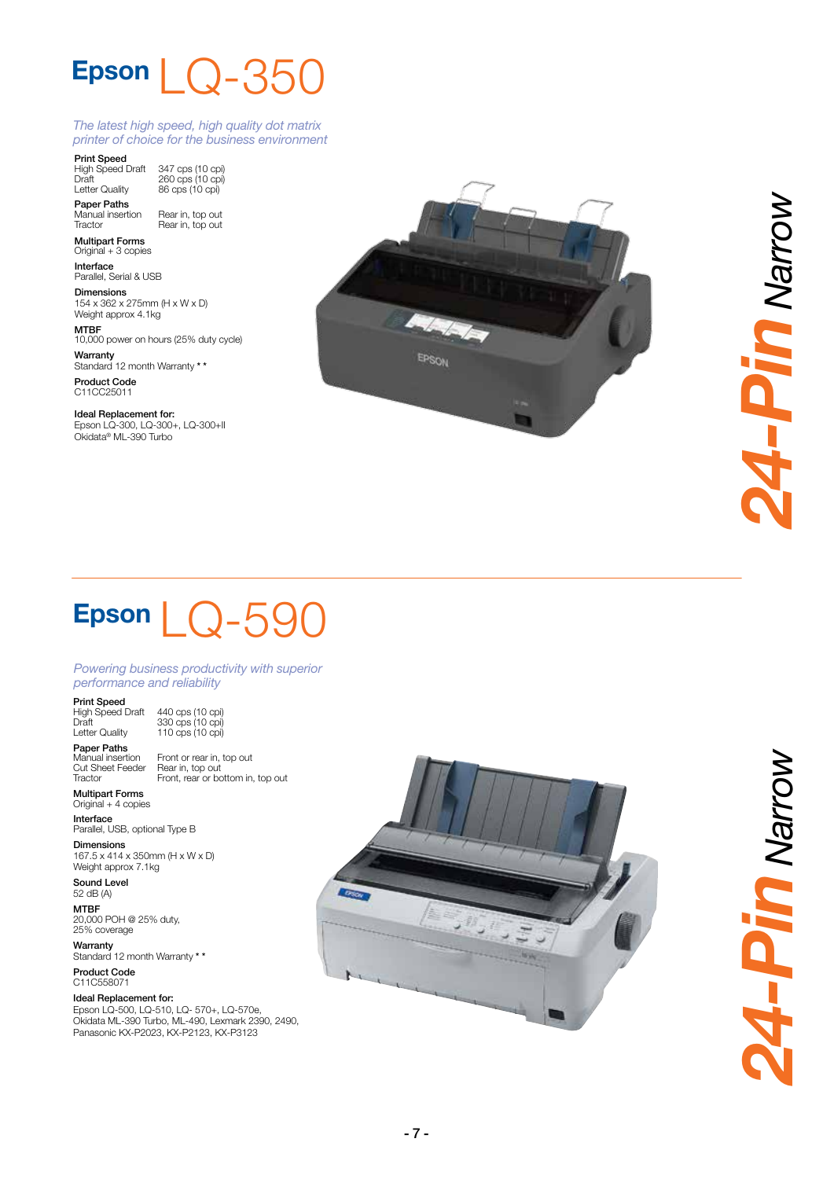# Epson LQ-350

*The latest high speed, high quality dot matrix printer of choice for the business environment*

**Print Speed**

| | |
|---|---|
| High Speed Draft | 347 cps (10 cpi) |
| Draft | 260 cps (10 cpi) |
| Letter Quality | 86 cps (10 cpi) |

**Paper Paths**

| | |
|---|---|
| Manual insertion | Rear in, top out |
| Tractor | Rear in, top out |

**Multipart Forms**
Original + 3 copies

**Interface**
Parallel, Serial & USB

**Dimensions**
154 x 362 x 275mm (H x W x D)
Weight approx 4.1kg

**MTBF**
10,000 power on hours (25% duty cycle)

**Warranty**
Standard 12 month Warranty * *

**Product Code**
C11CC25011

**Ideal Replacement for:**
Epson LQ-300, LQ-300+, LQ-300+II
Okidata® ML-390 Turbo

24-Pin Narrow

# Epson LQ-590

*Powering business productivity with superior performance and reliability*

**Print Speed**

| | |
|---|---|
| High Speed Draft | 440 cps (10 cpi) |
| Draft | 330 cps (10 cpi) |
| Letter Quality | 110 cps (10 cpi) |

**Paper Paths**

| | |
|---|---|
| Manual insertion | Front or rear in, top out |
| Cut Sheet Feeder | Rear in, top out |
| Tractor | Front, rear or bottom in, top out |

**Multipart Forms**
Original + 4 copies

**Interface**
Parallel, USB, optional Type B

**Dimensions**
167.5 x 414 x 350mm (H x W x D)
Weight approx 7.1kg

**Sound Level**
52 dB (A)

**MTBF**
20,000 POH @ 25% duty, 25% coverage

**Warranty**
Standard 12 month Warranty * *

**Product Code**
C11C558071

**Ideal Replacement for:**
Epson LQ-500, LQ-510, LQ- 570+, LQ-570e,
Okidata ML-390 Turbo, ML-490, Lexmark 2390, 2490,
Panasonic KX-P2023, KX-P2123, KX-P3123

24-Pin Narrow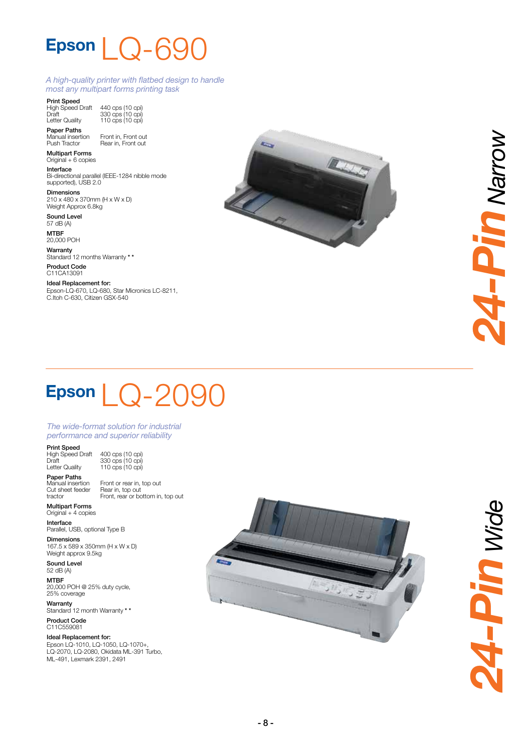# Epson LQ-690

*A high-quality printer with flatbed design to handle most any multipart forms printing task*

**Print Speed**

| | |
|---|---|
| High Speed Draft | 440 cps (10 cpi) |
| Draft | 330 cps (10 cpi) |
| Letter Quality | 110 cps (10 cpi) |

**Paper Paths**

| | |
|---|---|
| Manual insertion | Front in, Front out |
| Push Tractor | Rear in, Front out |

**Multipart Forms**
Original + 6 copies

**Interface**
Bi-directional parallel (IEEE-1284 nibble mode supported), USB 2.0

**Dimensions**
210 x 480 x 370mm (H x W x D)
Weight Approx 6.8kg

**Sound Level**
57 dB (A)

**MTBF**
20,000 POH

**Warranty**
Standard 12 months Warranty * *

**Product Code**
C11CA13091

**Ideal Replacement for:**
Epson-LQ-670, LQ-680, Star Micronics LC-8211, C.Itoh C-630, Citizen GSX-540

**24-Pin** *Narrow*

---

# Epson LQ-2090

*The wide-format solution for industrial performance and superior reliability*

**Print Speed**

| | |
|---|---|
| High Speed Draft | 400 cps (10 cpi) |
| Draft | 330 cps (10 cpi) |
| Letter Quality | 110 cps (10 cpi) |

**Paper Paths**

| | |
|---|---|
| Manual insertion | Front or rear in, top out |
| Cut sheet feeder | Rear in, top out |
| tractor | Front, rear or bottom in, top out |

**Multipart Forms**
Original + 4 copies

**Interface**
Parallel, USB, optional Type B

**Dimensions**
167.5 x 589 x 350mm (H x W x D)
Weight approx 9.5kg

**Sound Level**
52 dB (A)

**MTBF**
20,000 POH @ 25% duty cycle, 25% coverage

**Warranty**
Standard 12 month Warranty * *

**Product Code**
C11C559081

**Ideal Replacement for:**
Epson LQ-1010, LQ-1050, LQ-1070+, LQ-2070, LQ-2080, Okidata ML-391 Turbo, ML-491, Lexmark 2391, 2491

**24-Pin** *Wide*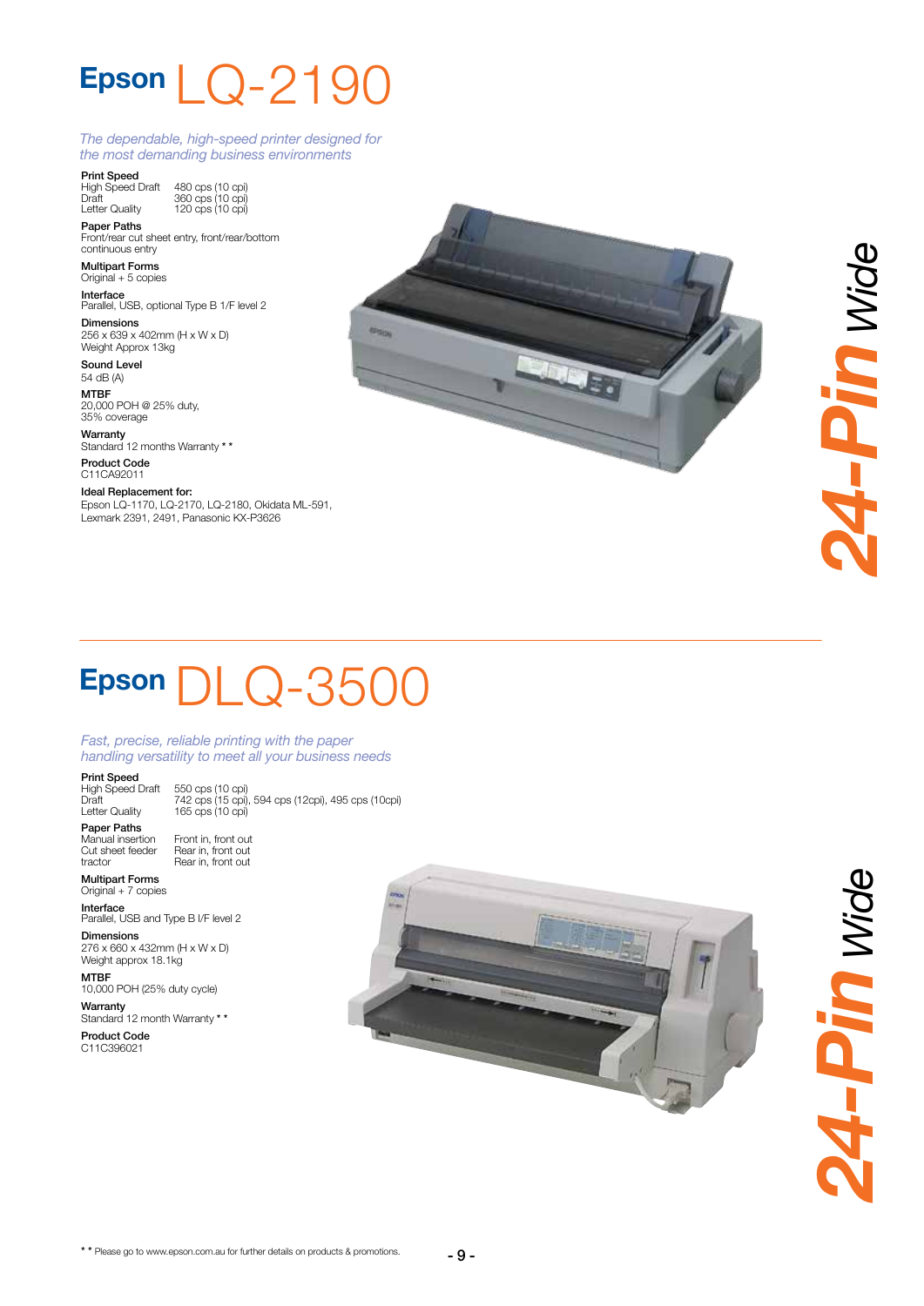# Epson LQ-2190

*The dependable, high-speed printer designed for the most demanding business environments*

**Print Speed**

| | |
|---|---|
| High Speed Draft | 480 cps (10 cpi) |
| Draft | 360 cps (10 cpi) |
| Letter Quality | 120 cps (10 cpi) |

**Paper Paths**
Front/rear cut sheet entry, front/rear/bottom continuous entry

**Multipart Forms**
Original + 5 copies

**Interface**
Parallel, USB, optional Type B 1/F level 2

**Dimensions**
256 x 639 x 402mm (H x W x D)
Weight Approx 13kg

**Sound Level**
54 dB (A)

**MTBF**
20,000 POH @ 25% duty, 35% coverage

**Warranty**
Standard 12 months Warranty * *

**Product Code**
C11CA92011

**Ideal Replacement for:**
Epson LQ-1170, LQ-2170, LQ-2180, Okidata ML-591, Lexmark 2391, 2491, Panasonic KX-P3626

**24-Pin** *Wide*

---

# Epson DLQ-3500

*Fast, precise, reliable printing with the paper handling versatility to meet all your business needs*

**Print Speed**

| | |
|---|---|
| High Speed Draft | 550 cps (10 cpi) |
| Draft | 742 cps (15 cpi), 594 cps (12cpi), 495 cps (10cpi) |
| Letter Quality | 165 cps (10 cpi) |

**Paper Paths**

| | |
|---|---|
| Manual insertion | Front in, front out |
| Cut sheet feeder | Rear in, front out |
| tractor | Rear in, front out |

**Multipart Forms**
Original + 7 copies

**Interface**
Parallel, USB and Type B I/F level 2

**Dimensions**
276 x 660 x 432mm (H x W x D)
Weight approx 18.1kg

**MTBF**
10,000 POH (25% duty cycle)

**Warranty**
Standard 12 month Warranty * *

**Product Code**
C11C396021

**24-Pin** *Wide*

* * Please go to www.epson.com.au for further details on products & promotions.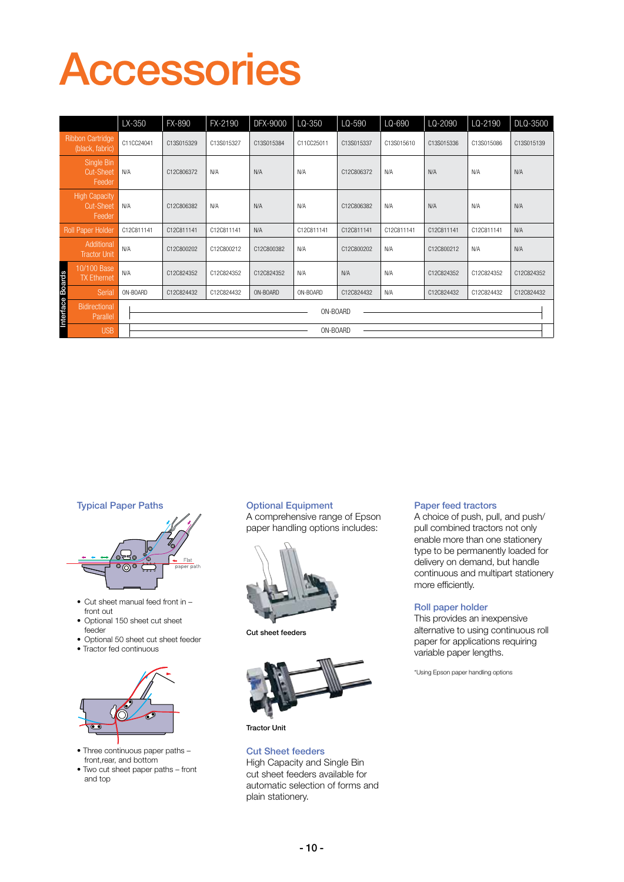# Accessories

| | LX-350 | FX-890 | FX-2190 | DFX-9000 | LQ-350 | LQ-590 | LQ-690 | LQ-2090 | LQ-2190 | DLQ-3500 |
|---|---|---|---|---|---|---|---|---|---|---|
| Ribbon Cartridge (black, fabric) | C11CC24041 | C13S015329 | C13S015327 | C13S015384 | C11CC25011 | C13S015337 | C13S015610 | C13S015336 | C13S015086 | C13S015139 |
| Single Bin Cut-Sheet Feeder | N/A | C12C806372 | N/A | N/A | N/A | C12C806372 | N/A | N/A | N/A | N/A |
| High Capacity Cut-Sheet Feeder | N/A | C12C806382 | N/A | N/A | N/A | C12C806382 | N/A | N/A | N/A | N/A |
| Roll Paper Holder | C12C811141 | C12C811141 | C12C811141 | N/A | C12C811141 | C12C811141 | C12C811141 | C12C811141 | C12C811141 | N/A |
| Additional Tractor Unit | N/A | C12C800202 | C12C800212 | C12C800382 | N/A | C12C800202 | N/A | C12C800212 | N/A | N/A |
| Interface Boards: 10/100 Base TX Ethernet | N/A | C12C824352 | C12C824352 | C12C824352 | N/A | N/A | N/A | C12C824352 | C12C824352 | C12C824352 |
| Interface Boards: Serial | ON-BOARD | C12C824432 | C12C824432 | ON-BOARD | ON-BOARD | C12C824432 | N/A | C12C824432 | C12C824432 | C12C824432 |
| Interface Boards: Bidirectional Parallel | ON-BOARD (all models) | | | | | | | | | |
| Interface Boards: USB | ON-BOARD (all models) | | | | | | | | | |

### Typical Paper Paths

Flat paper path

- Cut sheet manual feed front in – front out
- Optional 150 sheet cut sheet feeder
- Optional 50 sheet cut sheet feeder
- Tractor fed continuous

- Three continuous paper paths – front,rear, and bottom
- Two cut sheet paper paths – front and top

### Optional Equipment

A comprehensive range of Epson paper handling options includes:

Cut sheet feeders

Tractor Unit

### Cut Sheet feeders

High Capacity and Single Bin cut sheet feeders available for automatic selection of forms and plain stationery.

### Paper feed tractors

A choice of push, pull, and push/pull combined tractors not only enable more than one stationery type to be permanently loaded for delivery on demand, but handle continuous and multipart stationery more efficiently.

### Roll paper holder

This provides an inexpensive alternative to using continuous roll paper for applications requiring variable paper lengths.

*Using Epson paper handling options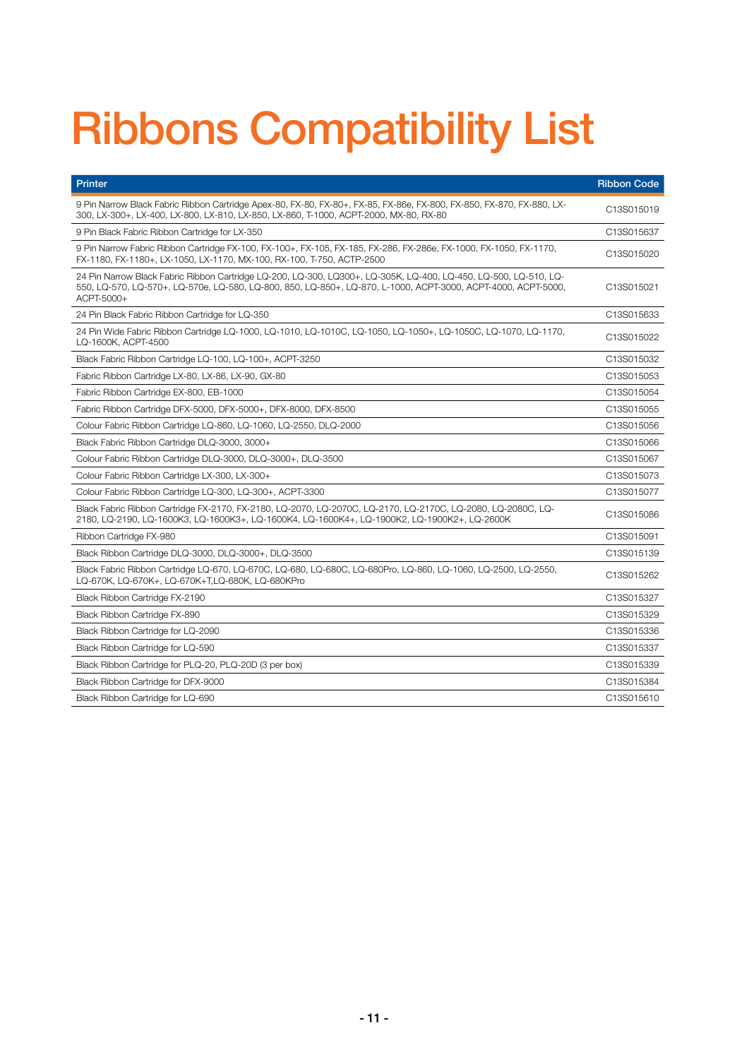# Ribbons Compatibility List

| Printer | Ribbon Code |
|---|---|
| 9 Pin Narrow Black Fabric Ribbon Cartridge Apex-80, FX-80, FX-80+, FX-85, FX-86e, FX-800, FX-850, FX-870, FX-880, LX-300, LX-300+, LX-400, LX-800, LX-810, LX-850, LX-860, T-1000, ACPT-2000, MX-80, RX-80 | C13S015019 |
| 9 Pin Black Fabric Ribbon Cartridge for LX-350 | C13S015637 |
| 9 Pin Narrow Fabric Ribbon Cartridge FX-100, FX-100+, FX-105, FX-185, FX-286, FX-286e, FX-1000, FX-1050, FX-1170, FX-1180, FX-1180+, LX-1050, LX-1170, MX-100, RX-100, T-750, ACTP-2500 | C13S015020 |
| 24 Pin Narrow Black Fabric Ribbon Cartridge LQ-200, LQ-300, LQ300+, LQ-305K, LQ-400, LQ-450, LQ-500, LQ-510, LQ-550, LQ-570, LQ-570+, LQ-570e, LQ-580, LQ-800, 850, LQ-850+, LQ-870, L-1000, ACPT-3000, ACPT-4000, ACPT-5000, ACPT-5000+ | C13S015021 |
| 24 Pin Black Fabric Ribbon Cartridge for LQ-350 | C13S015633 |
| 24 Pin Wide Fabric Ribbon Cartridge LQ-1000, LQ-1010, LQ-1010C, LQ-1050, LQ-1050+, LQ-1050C, LQ-1070, LQ-1170, LQ-1600K, ACPT-4500 | C13S015022 |
| Black Fabric Ribbon Cartridge LQ-100, LQ-100+, ACPT-3250 | C13S015032 |
| Fabric Ribbon Cartridge LX-80, LX-86, LX-90, GX-80 | C13S015053 |
| Fabric Ribbon Cartridge EX-800, EB-1000 | C13S015054 |
| Fabric Ribbon Cartridge DFX-5000, DFX-5000+, DFX-8000, DFX-8500 | C13S015055 |
| Colour Fabric Ribbon Cartridge LQ-860, LQ-1060, LQ-2550, DLQ-2000 | C13S015056 |
| Black Fabric Ribbon Cartridge DLQ-3000, 3000+ | C13S015066 |
| Colour Fabric Ribbon Cartridge DLQ-3000, DLQ-3000+, DLQ-3500 | C13S015067 |
| Colour Fabric Ribbon Cartridge LX-300, LX-300+ | C13S015073 |
| Colour Fabric Ribbon Cartridge LQ-300, LQ-300+, ACPT-3300 | C13S015077 |
| Black Fabric Ribbon Cartridge FX-2170, FX-2180, LQ-2070, LQ-2070C, LQ-2170, LQ-2170C, LQ-2080, LQ-2080C, LQ-2180, LQ-2190, LQ-1600K3, LQ-1600K3+, LQ-1600K4, LQ-1600K4+, LQ-1900K2, LQ-1900K2+, LQ-2600K | C13S015086 |
| Ribbon Cartridge FX-980 | C13S015091 |
| Black Ribbon Cartridge DLQ-3000, DLQ-3000+, DLQ-3500 | C13S015139 |
| Black Fabric Ribbon Cartridge LQ-670, LQ-670C, LQ-680, LQ-680C, LQ-680Pro, LQ-860, LQ-1060, LQ-2500, LQ-2550, LQ-670K, LQ-670K+, LQ-670K+T,LQ-680K, LQ-680KPro | C13S015262 |
| Black Ribbon Cartridge FX-2190 | C13S015327 |
| Black Ribbon Cartridge FX-890 | C13S015329 |
| Black Ribbon Cartridge for LQ-2090 | C13S015336 |
| Black Ribbon Cartridge for LQ-590 | C13S015337 |
| Black Ribbon Cartridge for PLQ-20, PLQ-20D (3 per box) | C13S015339 |
| Black Ribbon Cartridge for DFX-9000 | C13S015384 |
| Black Ribbon Cartridge for LQ-690 | C13S015610 |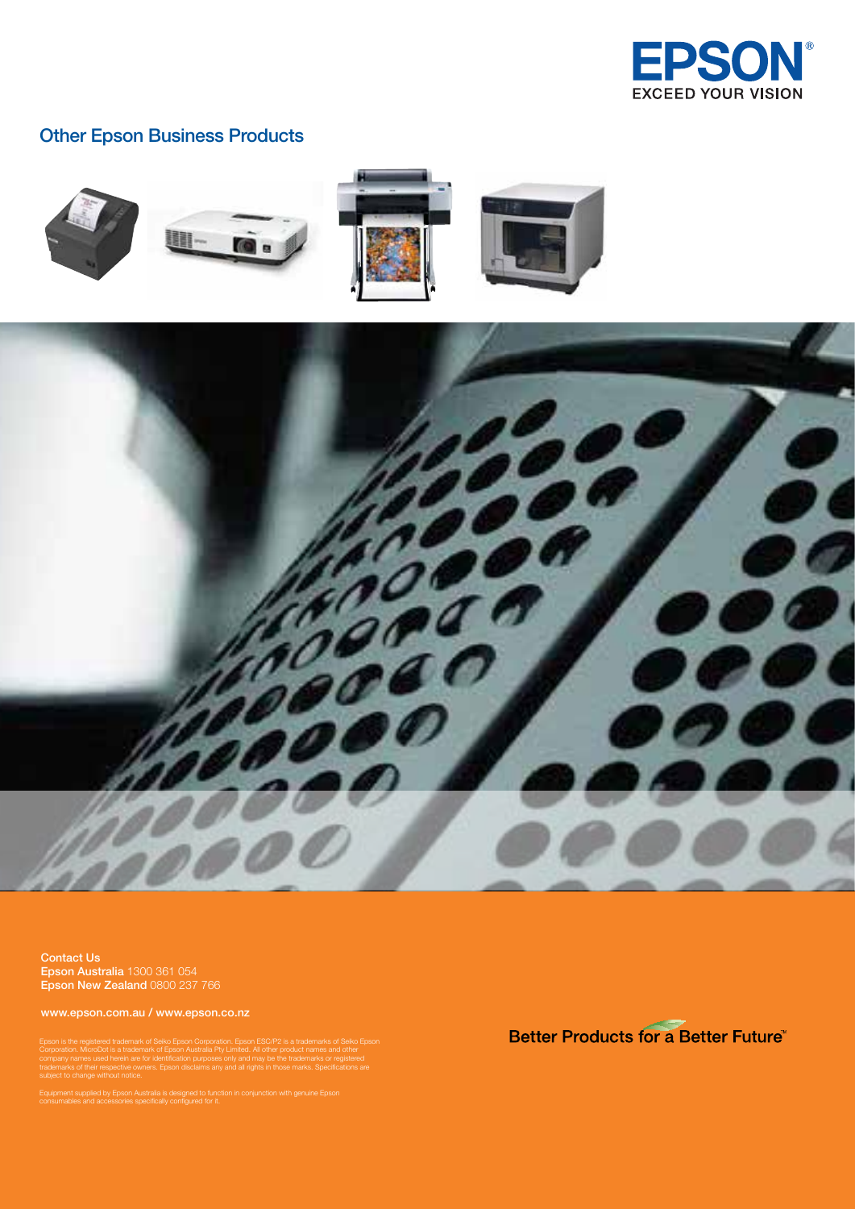EPSON
EXCEED YOUR VISION

## Other Epson Business Products

**Contact Us**
**Epson Australia** 1300 361 054
**Epson New Zealand** 0800 237 766

**www.epson.com.au / www.epson.co.nz**

Epson is the registered trademark of Seiko Epson Corporation. Epson ESC/P2 is a trademarks of Seiko Epson Corporation. MicroDot is a trademark of Epson Australia Pty Limited. All other product names and other company names used herein are for identification purposes only and may be the trademarks or registered trademarks of their respective owners. Epson disclaims any and all rights in those marks. Specifications are subject to change without notice.

Equipment supplied by Epson Australia is designed to function in conjunction with genuine Epson consumables and accessories specifically configured for it.

Better Products for a Better Future™